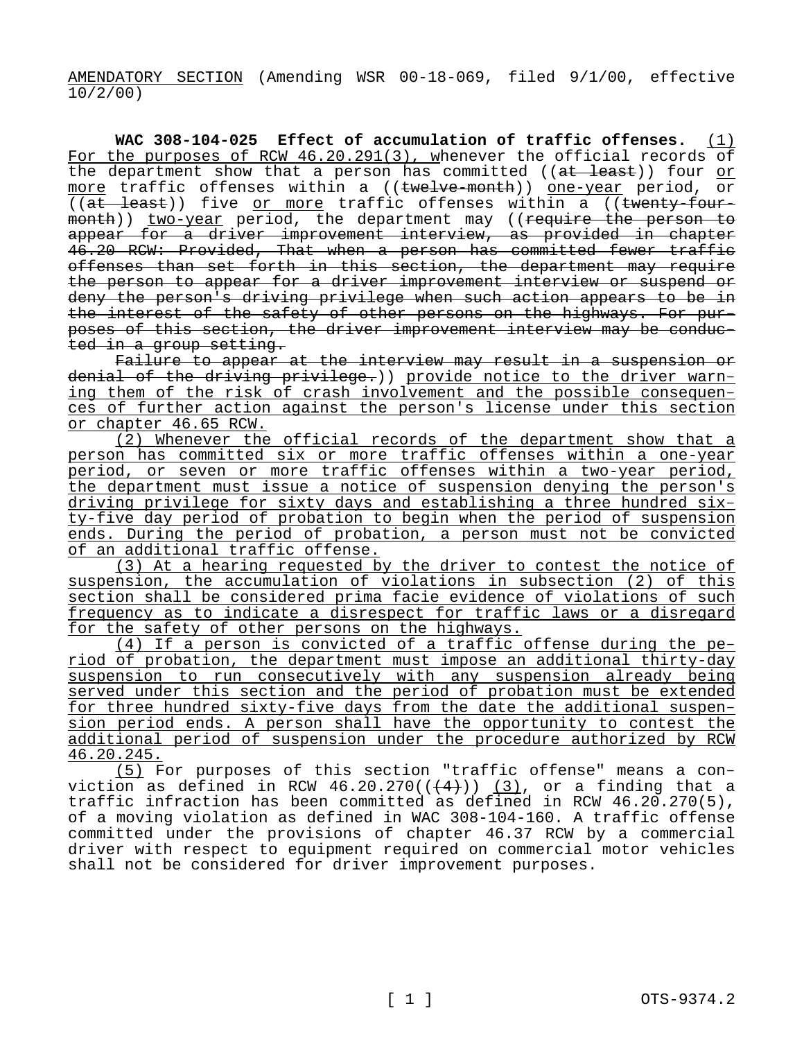AMENDATORY SECTION (Amending WSR 00-18-069, filed 9/1/00, effective 10/2/00)

**WAC 308-104-025 Effect of accumulation of traffic offenses.** (1) For the purposes of RCW 46.20.291(3), whenever the official records of the department show that a person has committed ((~~at least~~)) four or more traffic offenses within a ((~~twelve-month~~)) one-year period, or ((~~at least~~)) five or more traffic offenses within a ((~~twenty-four-month~~)) two-year period, the department may ((~~require the person to appear for a driver improvement interview, as provided in chapter 46.20 RCW: Provided, That when a person has committed fewer traffic offenses than set forth in this section, the department may require the person to appear for a driver improvement interview or suspend or deny the person's driving privilege when such action appears to be in the interest of the safety of other persons on the highways. For purposes of this section, the driver improvement interview may be conducted in a group setting.~~

~~Failure to appear at the interview may result in a suspension or denial of the driving privilege.~~)) provide notice to the driver warning them of the risk of crash involvement and the possible consequences of further action against the person's license under this section or chapter 46.65 RCW.

(2) Whenever the official records of the department show that a person has committed six or more traffic offenses within a one-year period, or seven or more traffic offenses within a two-year period, the department must issue a notice of suspension denying the person's driving privilege for sixty days and establishing a three hundred sixty-five day period of probation to begin when the period of suspension ends. During the period of probation, a person must not be convicted of an additional traffic offense.

(3) At a hearing requested by the driver to contest the notice of suspension, the accumulation of violations in subsection (2) of this section shall be considered prima facie evidence of violations of such frequency as to indicate a disrespect for traffic laws or a disregard for the safety of other persons on the highways.

(4) If a person is convicted of a traffic offense during the period of probation, the department must impose an additional thirty-day suspension to run consecutively with any suspension already being served under this section and the period of probation must be extended for three hundred sixty-five days from the date the additional suspension period ends. A person shall have the opportunity to contest the additional period of suspension under the procedure authorized by RCW 46.20.245.

(5) For purposes of this section "traffic offense" means a conviction as defined in RCW 46.20.270((~~(4)~~)) (3), or a finding that a traffic infraction has been committed as defined in RCW 46.20.270(5), of a moving violation as defined in WAC 308-104-160. A traffic offense committed under the provisions of chapter 46.37 RCW by a commercial driver with respect to equipment required on commercial motor vehicles shall not be considered for driver improvement purposes.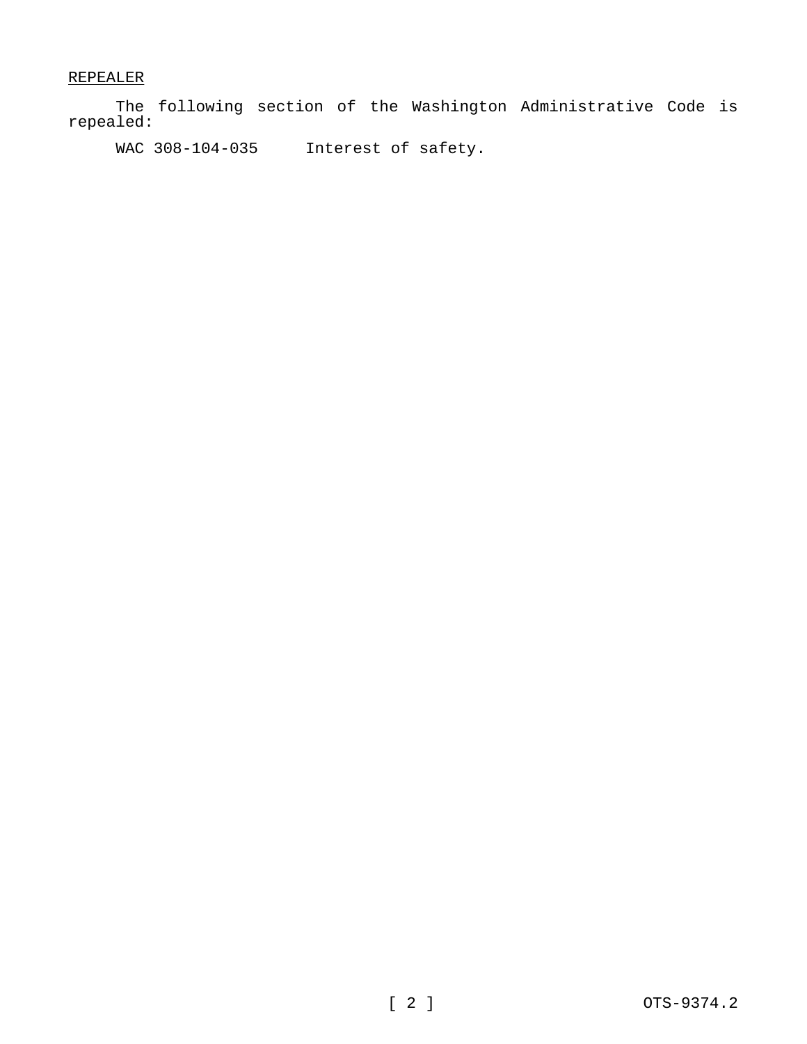REPEALER

The following section of the Washington Administrative Code is repealed:

WAC 308-104-035 Interest of safety.